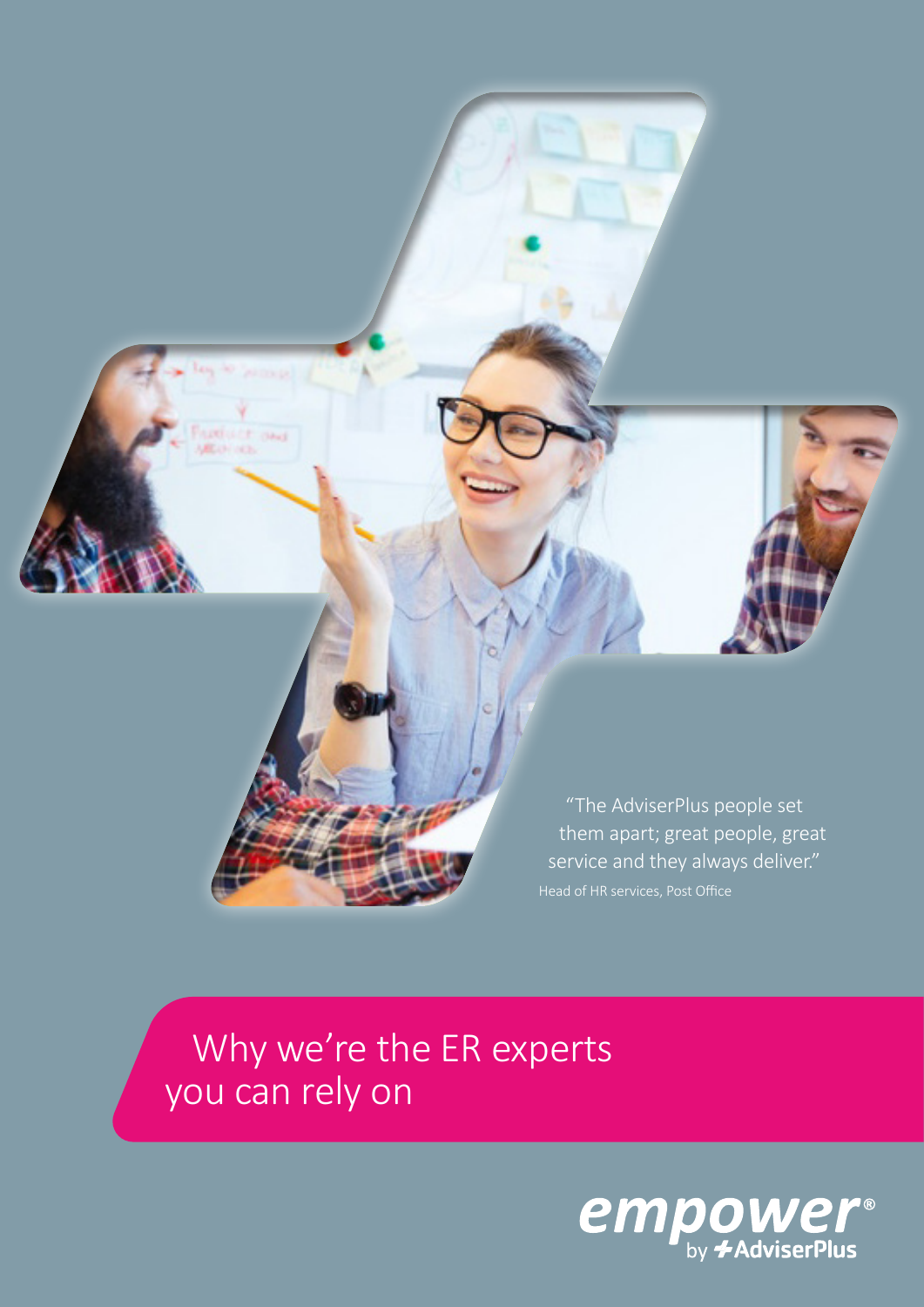"The AdviserPlus people set them apart; great people, great service and they always deliver."

Head of HR services, Post Office

# Why we're the ER experts you can rely on

empower® by AdviserPlus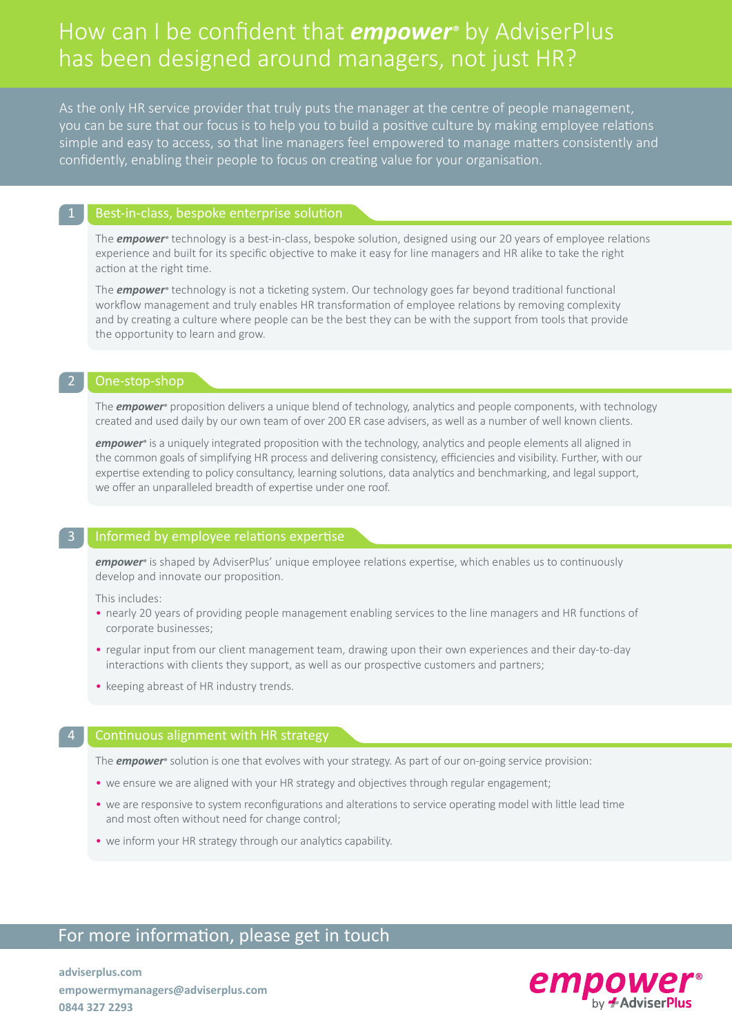# How can I be confident that *empower*® by AdviserPlus has been designed around managers, not just HR?

As the only HR service provider that truly puts the manager at the centre of people management, you can be sure that our focus is to help you to build a positive culture by making employee relations simple and easy to access, so that line managers feel empowered to manage matters consistently and confidently, enabling their people to focus on creating value for your organisation.

## 1 Best-in-class, bespoke enterprise solution

The ***empower***® technology is a best-in-class, bespoke solution, designed using our 20 years of employee relations experience and built for its specific objective to make it easy for line managers and HR alike to take the right action at the right time.

The ***empower***® technology is not a ticketing system. Our technology goes far beyond traditional functional workflow management and truly enables HR transformation of employee relations by removing complexity and by creating a culture where people can be the best they can be with the support from tools that provide the opportunity to learn and grow.

## 2 One-stop-shop

The ***empower***® proposition delivers a unique blend of technology, analytics and people components, with technology created and used daily by our own team of over 200 ER case advisers, as well as a number of well known clients.

***empower***® is a uniquely integrated proposition with the technology, analytics and people elements all aligned in the common goals of simplifying HR process and delivering consistency, efficiencies and visibility. Further, with our expertise extending to policy consultancy, learning solutions, data analytics and benchmarking, and legal support, we offer an unparalleled breadth of expertise under one roof.

## 3 Informed by employee relations expertise

***empower***® is shaped by AdviserPlus' unique employee relations expertise, which enables us to continuously develop and innovate our proposition.

This includes:

- nearly 20 years of providing people management enabling services to the line managers and HR functions of corporate businesses;
- regular input from our client management team, drawing upon their own experiences and their day-to-day interactions with clients they support, as well as our prospective customers and partners;
- keeping abreast of HR industry trends.

## 4 Continuous alignment with HR strategy

The ***empower***® solution is one that evolves with your strategy. As part of our on-going service provision:

- we ensure we are aligned with your HR strategy and objectives through regular engagement;
- we are responsive to system reconfigurations and alterations to service operating model with little lead time and most often without need for change control;
- we inform your HR strategy through our analytics capability.

## For more information, please get in touch

**adviserplus.com**
**empowermymanagers@adviserplus.com**
**0844 327 2293**

empower® by AdviserPlus